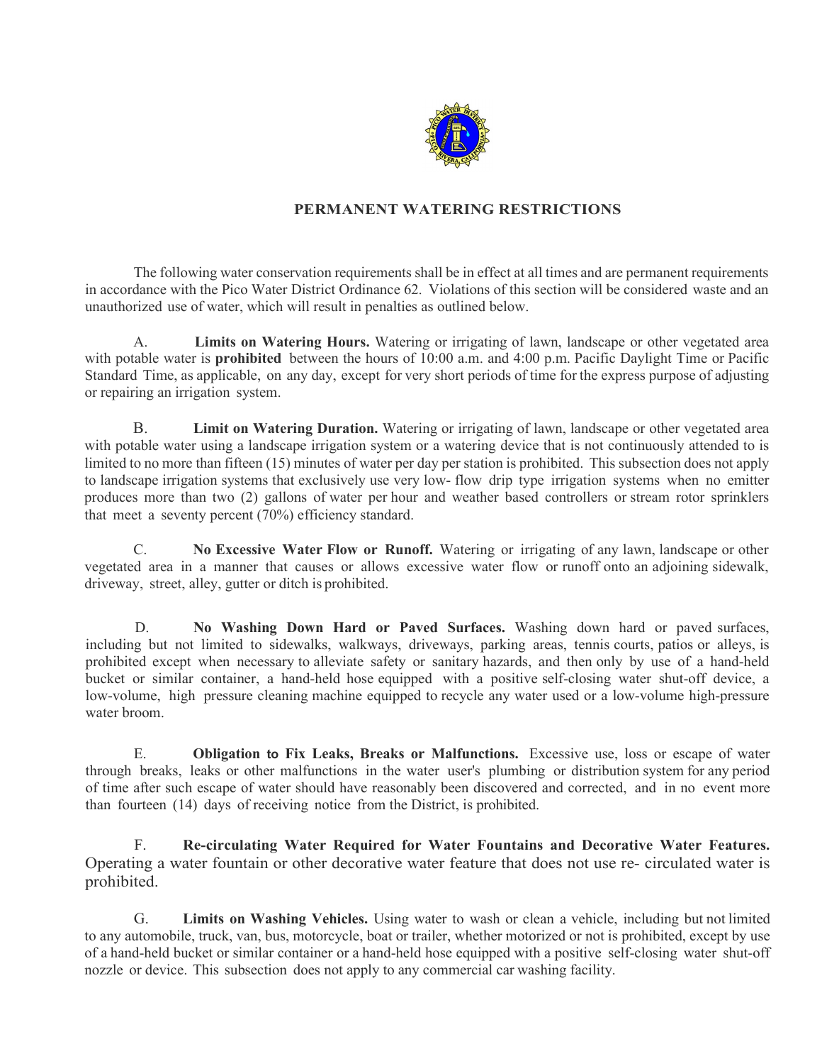## PERMANENT WATERING RESTRICTIONS

The following water conservation requirements shall be in effect at all times and are permanent requirements in accordance with the Pico Water District Ordinance 62. Violations of this section will be considered waste and an unauthorized use of water, which will result in penalties as outlined below.

A. **Limits on Watering Hours.** Watering or irrigating of lawn, landscape or other vegetated area with potable water is **prohibited** between the hours of 10:00 a.m. and 4:00 p.m. Pacific Daylight Time or Pacific Standard Time, as applicable, on any day, except for very short periods of time for the express purpose of adjusting or repairing an irrigation system.

B. **Limit on Watering Duration.** Watering or irrigating of lawn, landscape or other vegetated area with potable water using a landscape irrigation system or a watering device that is not continuously attended to is limited to no more than fifteen (15) minutes of water per day per station is prohibited. This subsection does not apply to landscape irrigation systems that exclusively use very low- flow drip type irrigation systems when no emitter produces more than two (2) gallons of water per hour and weather based controllers or stream rotor sprinklers that meet a seventy percent (70%) efficiency standard.

C. **No Excessive Water Flow or Runoff.** Watering or irrigating of any lawn, landscape or other vegetated area in a manner that causes or allows excessive water flow or runoff onto an adjoining sidewalk, driveway, street, alley, gutter or ditch is prohibited.

D. **No Washing Down Hard or Paved Surfaces.** Washing down hard or paved surfaces, including but not limited to sidewalks, walkways, driveways, parking areas, tennis courts, patios or alleys, is prohibited except when necessary to alleviate safety or sanitary hazards, and then only by use of a hand-held bucket or similar container, a hand-held hose equipped with a positive self-closing water shut-off device, a low-volume, high pressure cleaning machine equipped to recycle any water used or a low-volume high-pressure water broom.

E. **Obligation to Fix Leaks, Breaks or Malfunctions.** Excessive use, loss or escape of water through breaks, leaks or other malfunctions in the water user's plumbing or distribution system for any period of time after such escape of water should have reasonably been discovered and corrected, and in no event more than fourteen (14) days of receiving notice from the District, is prohibited.

F. **Re-circulating Water Required for Water Fountains and Decorative Water Features.** Operating a water fountain or other decorative water feature that does not use re- circulated water is prohibited.

G. **Limits on Washing Vehicles.** Using water to wash or clean a vehicle, including but not limited to any automobile, truck, van, bus, motorcycle, boat or trailer, whether motorized or not is prohibited, except by use of a hand-held bucket or similar container or a hand-held hose equipped with a positive self-closing water shut-off nozzle or device. This subsection does not apply to any commercial car washing facility.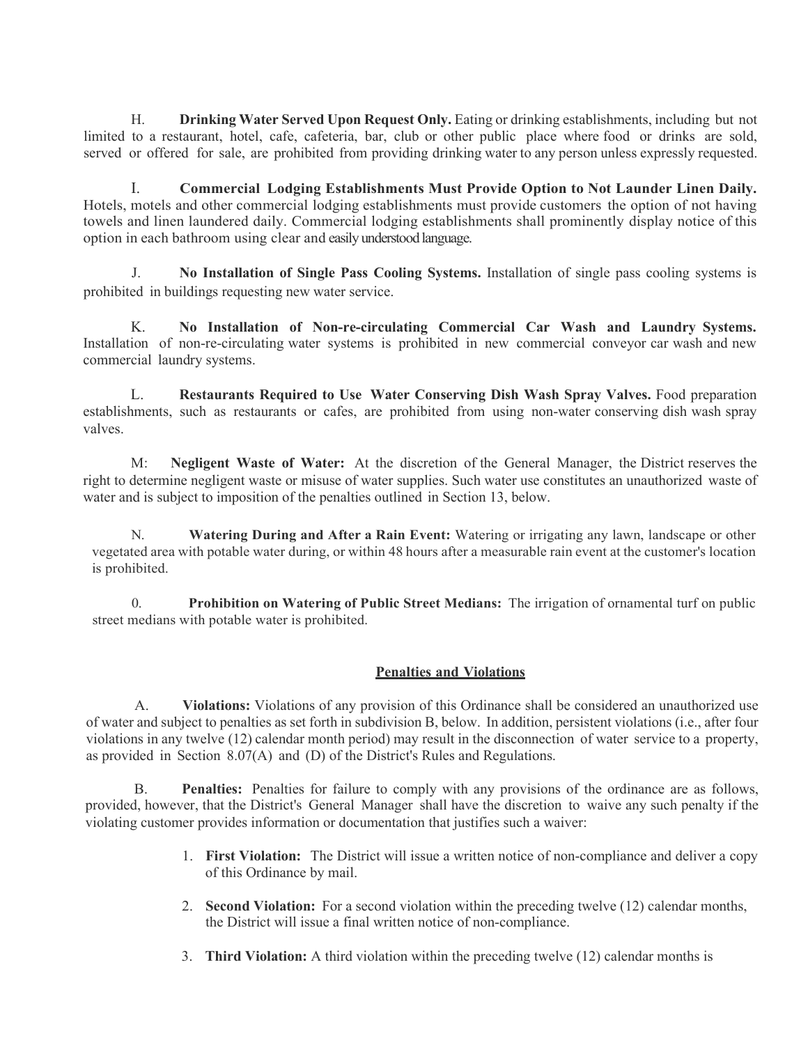H. **Drinking Water Served Upon Request Only.** Eating or drinking establishments, including but not limited to a restaurant, hotel, cafe, cafeteria, bar, club or other public place where food or drinks are sold, served or offered for sale, are prohibited from providing drinking water to any person unless expressly requested.

I. **Commercial Lodging Establishments Must Provide Option to Not Launder Linen Daily.** Hotels, motels and other commercial lodging establishments must provide customers the option of not having towels and linen laundered daily. Commercial lodging establishments shall prominently display notice of this option in each bathroom using clear and easily understood language.

J. **No Installation of Single Pass Cooling Systems.** Installation of single pass cooling systems is prohibited in buildings requesting new water service.

K. **No Installation of Non-re-circulating Commercial Car Wash and Laundry Systems.** Installation of non-re-circulating water systems is prohibited in new commercial conveyor car wash and new commercial laundry systems.

L. **Restaurants Required to Use Water Conserving Dish Wash Spray Valves.** Food preparation establishments, such as restaurants or cafes, are prohibited from using non-water conserving dish wash spray valves.

M: **Negligent Waste of Water:** At the discretion of the General Manager, the District reserves the right to determine negligent waste or misuse of water supplies. Such water use constitutes an unauthorized waste of water and is subject to imposition of the penalties outlined in Section 13, below.

N. **Watering During and After a Rain Event:** Watering or irrigating any lawn, landscape or other vegetated area with potable water during, or within 48 hours after a measurable rain event at the customer's location is prohibited.

0. **Prohibition on Watering of Public Street Medians:** The irrigation of ornamental turf on public street medians with potable water is prohibited.

## Penalties and Violations

A. **Violations:** Violations of any provision of this Ordinance shall be considered an unauthorized use of water and subject to penalties as set forth in subdivision B, below. In addition, persistent violations (i.e., after four violations in any twelve (12) calendar month period) may result in the disconnection of water service to a property, as provided in Section 8.07(A) and (D) of the District's Rules and Regulations.

B. **Penalties:** Penalties for failure to comply with any provisions of the ordinance are as follows, provided, however, that the District's General Manager shall have the discretion to waive any such penalty if the violating customer provides information or documentation that justifies such a waiver:

1. **First Violation:** The District will issue a written notice of non-compliance and deliver a copy of this Ordinance by mail.
2. **Second Violation:** For a second violation within the preceding twelve (12) calendar months, the District will issue a final written notice of non-compliance.
3. **Third Violation:** A third violation within the preceding twelve (12) calendar months is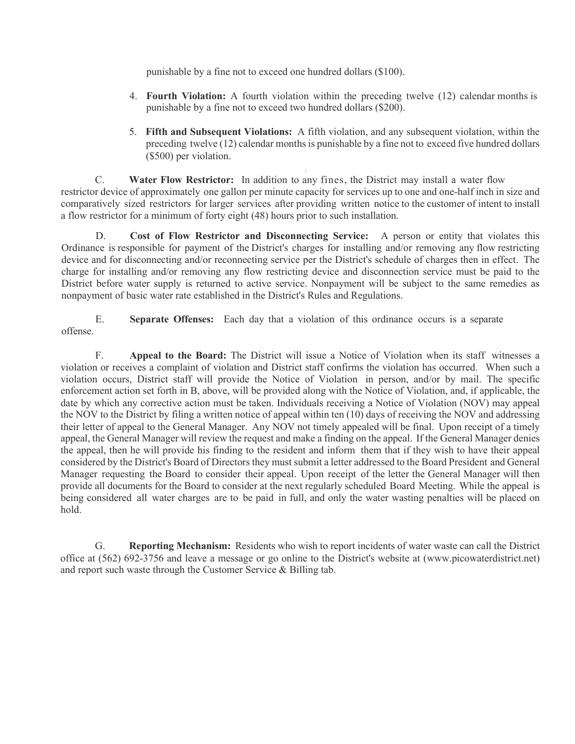punishable by a fine not to exceed one hundred dollars ($100).

4. **Fourth Violation:** A fourth violation within the preceding twelve (12) calendar months is punishable by a fine not to exceed two hundred dollars ($200).

5. **Fifth and Subsequent Violations:** A fifth violation, and any subsequent violation, within the preceding twelve (12) calendar months is punishable by a fine not to exceed five hundred dollars ($500) per violation.

C. **Water Flow Restrictor:** In addition to any fines, the District may install a water flow restrictor device of approximately one gallon per minute capacity for services up to one and one-half inch in size and comparatively sized restrictors for larger services after providing written notice to the customer of intent to install a flow restrictor for a minimum of forty eight (48) hours prior to such installation.

D. **Cost of Flow Restrictor and Disconnecting Service:** A person or entity that violates this Ordinance is responsible for payment of the District's charges for installing and/or removing any flow restricting device and for disconnecting and/or reconnecting service per the District's schedule of charges then in effect. The charge for installing and/or removing any flow restricting device and disconnection service must be paid to the District before water supply is returned to active service. Nonpayment will be subject to the same remedies as nonpayment of basic water rate established in the District's Rules and Regulations.

E. **Separate Offenses:** Each day that a violation of this ordinance occurs is a separate offense.

F. **Appeal to the Board:** The District will issue a Notice of Violation when its staff witnesses a violation or receives a complaint of violation and District staff confirms the violation has occurred. When such a violation occurs, District staff will provide the Notice of Violation in person, and/or by mail. The specific enforcement action set forth in B, above, will be provided along with the Notice of Violation, and, if applicable, the date by which any corrective action must be taken. Individuals receiving a Notice of Violation (NOV) may appeal the NOV to the District by filing a written notice of appeal within ten (10) days of receiving the NOV and addressing their letter of appeal to the General Manager. Any NOV not timely appealed will be final. Upon receipt of a timely appeal, the General Manager will review the request and make a finding on the appeal. If the General Manager denies the appeal, then he will provide his finding to the resident and inform them that if they wish to have their appeal considered by the District's Board of Directors they must submit a letter addressed to the Board President and General Manager requesting the Board to consider their appeal. Upon receipt of the letter the General Manager will then provide all documents for the Board to consider at the next regularly scheduled Board Meeting. While the appeal is being considered all water charges are to be paid in full, and only the water wasting penalties will be placed on hold.

G. **Reporting Mechanism:** Residents who wish to report incidents of water waste can call the District office at (562) 692-3756 and leave a message or go online to the District's website at (www.picowaterdistrict.net) and report such waste through the Customer Service & Billing tab.